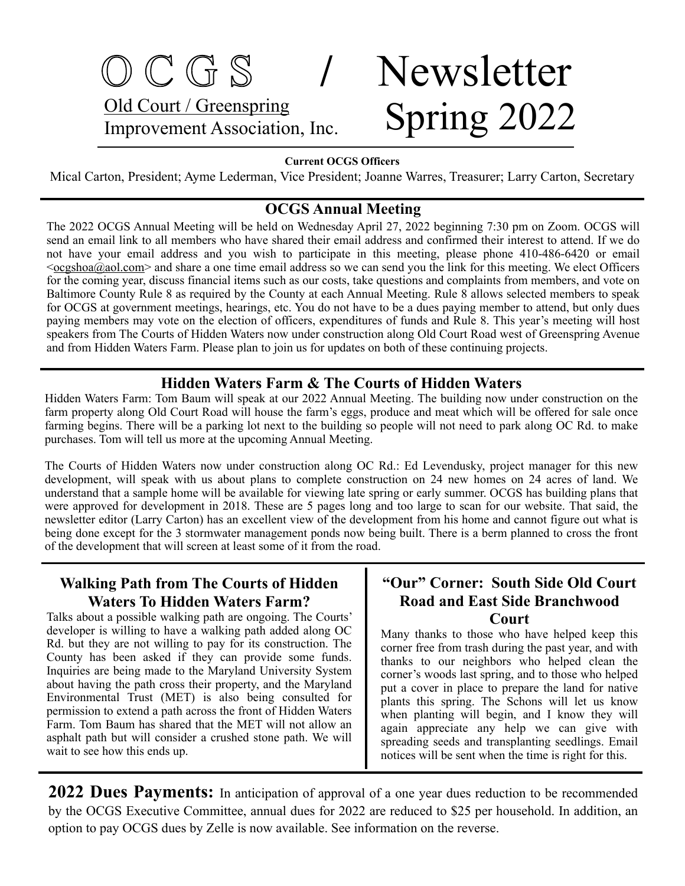# OCGS / Newsletter Spring 2022

Old Court / Greenspring
Improvement Association, Inc.

**Current OCGS Officers**

Mical Carton, President; Ayme Lederman, Vice President; Joanne Warres, Treasurer; Larry Carton, Secretary

## OCGS Annual Meeting

The 2022 OCGS Annual Meeting will be held on Wednesday April 27, 2022 beginning 7:30 pm on Zoom. OCGS will send an email link to all members who have shared their email address and confirmed their interest to attend. If we do not have your email address and you wish to participate in this meeting, please phone 410-486-6420 or email <ocgshoa@aol.com> and share a one time email address so we can send you the link for this meeting. We elect Officers for the coming year, discuss financial items such as our costs, take questions and complaints from members, and vote on Baltimore County Rule 8 as required by the County at each Annual Meeting. Rule 8 allows selected members to speak for OCGS at government meetings, hearings, etc. You do not have to be a dues paying member to attend, but only dues paying members may vote on the election of officers, expenditures of funds and Rule 8. This year's meeting will host speakers from The Courts of Hidden Waters now under construction along Old Court Road west of Greenspring Avenue and from Hidden Waters Farm. Please plan to join us for updates on both of these continuing projects.

## Hidden Waters Farm & The Courts of Hidden Waters

Hidden Waters Farm: Tom Baum will speak at our 2022 Annual Meeting. The building now under construction on the farm property along Old Court Road will house the farm's eggs, produce and meat which will be offered for sale once farming begins. There will be a parking lot next to the building so people will not need to park along OC Rd. to make purchases. Tom will tell us more at the upcoming Annual Meeting.

The Courts of Hidden Waters now under construction along OC Rd.: Ed Levendusky, project manager for this new development, will speak with us about plans to complete construction on 24 new homes on 24 acres of land. We understand that a sample home will be available for viewing late spring or early summer. OCGS has building plans that were approved for development in 2018. These are 5 pages long and too large to scan for our website. That said, the newsletter editor (Larry Carton) has an excellent view of the development from his home and cannot figure out what is being done except for the 3 stormwater management ponds now being built. There is a berm planned to cross the front of the development that will screen at least some of it from the road.

## Walking Path from The Courts of Hidden Waters To Hidden Waters Farm?

Talks about a possible walking path are ongoing. The Courts' developer is willing to have a walking path added along OC Rd. but they are not willing to pay for its construction. The County has been asked if they can provide some funds. Inquiries are being made to the Maryland University System about having the path cross their property, and the Maryland Environmental Trust (MET) is also being consulted for permission to extend a path across the front of Hidden Waters Farm. Tom Baum has shared that the MET will not allow an asphalt path but will consider a crushed stone path. We will wait to see how this ends up.

## "Our" Corner: South Side Old Court Road and East Side Branchwood Court

Many thanks to those who have helped keep this corner free from trash during the past year, and with thanks to our neighbors who helped clean the corner's woods last spring, and to those who helped put a cover in place to prepare the land for native plants this spring. The Schons will let us know when planting will begin, and I know they will again appreciate any help we can give with spreading seeds and transplanting seedlings. Email notices will be sent when the time is right for this.

**2022 Dues Payments:** In anticipation of approval of a one year dues reduction to be recommended by the OCGS Executive Committee, annual dues for 2022 are reduced to $25 per household. In addition, an option to pay OCGS dues by Zelle is now available. See information on the reverse.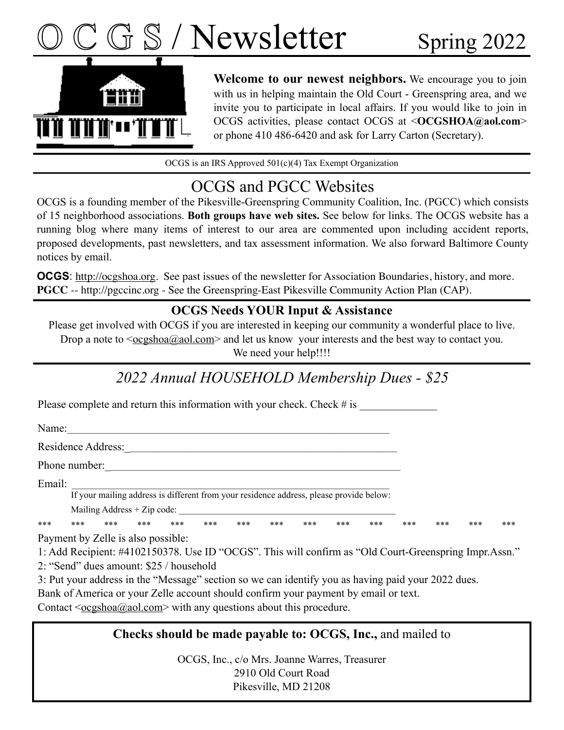# O C G S / Newsletter Spring 2022

**Welcome to our newest neighbors.** We encourage you to join with us in helping maintain the Old Court - Greenspring area, and we invite you to participate in local affairs. If you would like to join in OCGS activities, please contact OCGS at <**OCGSHOA@aol.com**> or phone 410 486-6420 and ask for Larry Carton (Secretary).

OCGS is an IRS Approved 501(c)(4) Tax Exempt Organization

## OCGS and PGCC Websites

OCGS is a founding member of the Pikesville-Greenspring Community Coalition, Inc. (PGCC) which consists of 15 neighborhood associations. **Both groups have web sites.** See below for links. The OCGS website has a running blog where many items of interest to our area are commented upon including accident reports, proposed developments, past newsletters, and tax assessment information. We also forward Baltimore County notices by email.

**OCGS**: http://ocgshoa.org. See past issues of the newsletter for Association Boundaries, history, and more.
**PGCC** -- http://pgccinc.org - See the Greenspring-East Pikesville Community Action Plan (CAP).

### OCGS Needs YOUR Input & Assistance

Please get involved with OCGS if you are interested in keeping our community a wonderful place to live.
Drop a note to <ocgshoa@aol.com> and let us know your interests and the best way to contact you.
We need your help!!!!

## *2022 Annual HOUSEHOLD Membership Dues - $25*

Please complete and return this information with your check. Check # is ______________

Name:_______________________________________________________________

Residence Address:___________________________________________________

Phone number:_______________________________________________________

Email: _______________________________________________________________

If your mailing address is different from your residence address, please provide below:

Mailing Address + Zip code: _____________________________________________

*** *** *** *** *** *** *** *** *** *** *** *** *** *** ***

Payment by Zelle is also possible:

1: Add Recipient: #4102150378. Use ID "OCGS". This will confirm as "Old Court-Greenspring Impr.Assn."
2: "Send" dues amount: $25 / household
3: Put your address in the "Message" section so we can identify you as having paid your 2022 dues.
Bank of America or your Zelle account should confirm your payment by email or text.
Contact <ocgshoa@aol.com> with any questions about this procedure.

**Checks should be made payable to: OCGS, Inc.,** and mailed to

OCGS, Inc., c/o Mrs. Joanne Warres, Treasurer
2910 Old Court Road
Pikesville, MD 21208